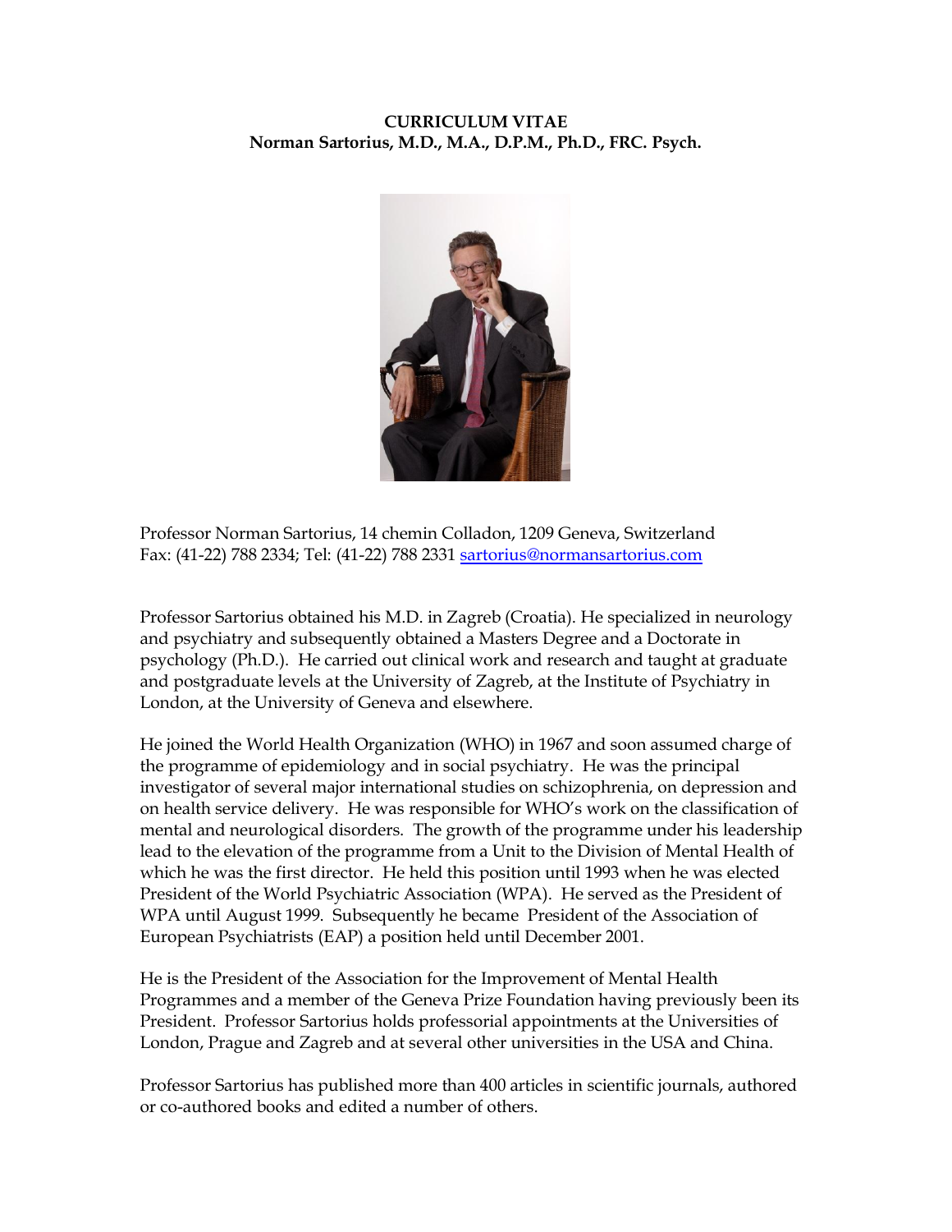**CURRICULUM VITAE**
**Norman Sartorius, M.D., M.A., D.P.M., Ph.D., FRC. Psych.**

Professor Norman Sartorius, 14 chemin Colladon, 1209 Geneva, Switzerland
Fax: (41-22) 788 2334; Tel: (41-22) 788 2331 sartorius@normansartorius.com

Professor Sartorius obtained his M.D. in Zagreb (Croatia). He specialized in neurology and psychiatry and subsequently obtained a Masters Degree and a Doctorate in psychology (Ph.D.). He carried out clinical work and research and taught at graduate and postgraduate levels at the University of Zagreb, at the Institute of Psychiatry in London, at the University of Geneva and elsewhere.

He joined the World Health Organization (WHO) in 1967 and soon assumed charge of the programme of epidemiology and in social psychiatry. He was the principal investigator of several major international studies on schizophrenia, on depression and on health service delivery. He was responsible for WHO's work on the classification of mental and neurological disorders. The growth of the programme under his leadership lead to the elevation of the programme from a Unit to the Division of Mental Health of which he was the first director. He held this position until 1993 when he was elected President of the World Psychiatric Association (WPA). He served as the President of WPA until August 1999. Subsequently he became President of the Association of European Psychiatrists (EAP) a position held until December 2001.

He is the President of the Association for the Improvement of Mental Health Programmes and a member of the Geneva Prize Foundation having previously been its President. Professor Sartorius holds professorial appointments at the Universities of London, Prague and Zagreb and at several other universities in the USA and China.

Professor Sartorius has published more than 400 articles in scientific journals, authored or co-authored books and edited a number of others.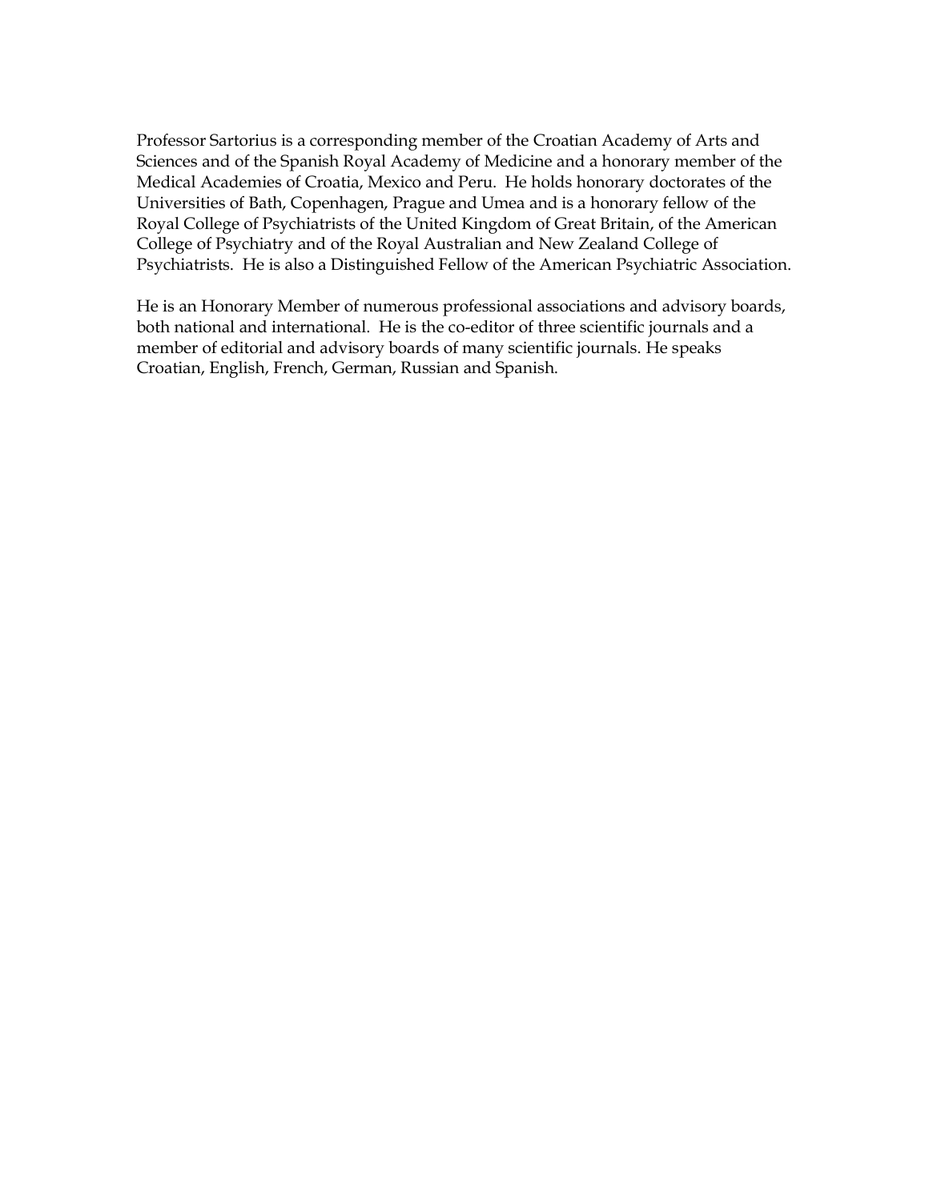Professor Sartorius is a corresponding member of the Croatian Academy of Arts and Sciences and of the Spanish Royal Academy of Medicine and a honorary member of the Medical Academies of Croatia, Mexico and Peru. He holds honorary doctorates of the Universities of Bath, Copenhagen, Prague and Umea and is a honorary fellow of the Royal College of Psychiatrists of the United Kingdom of Great Britain, of the American College of Psychiatry and of the Royal Australian and New Zealand College of Psychiatrists. He is also a Distinguished Fellow of the American Psychiatric Association.

He is an Honorary Member of numerous professional associations and advisory boards, both national and international. He is the co-editor of three scientific journals and a member of editorial and advisory boards of many scientific journals. He speaks Croatian, English, French, German, Russian and Spanish.